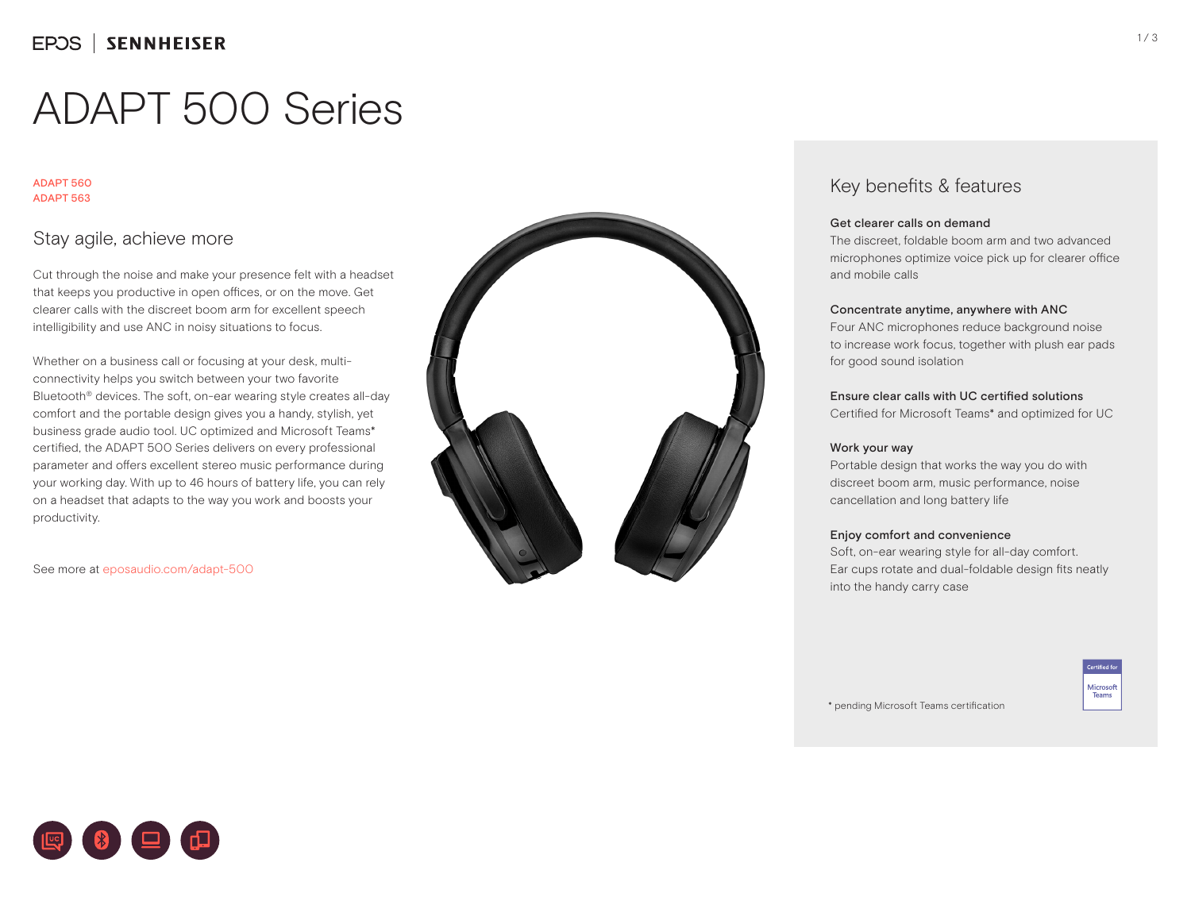EPOS | SENNHEISER

# ADAPT 500 Series

ADAPT 560
ADAPT 563

## Stay agile, achieve more

Cut through the noise and make your presence felt with a headset that keeps you productive in open offices, or on the move. Get clearer calls with the discreet boom arm for excellent speech intelligibility and use ANC in noisy situations to focus.

Whether on a business call or focusing at your desk, multi-connectivity helps you switch between your two favorite Bluetooth® devices. The soft, on-ear wearing style creates all-day comfort and the portable design gives you a handy, stylish, yet business grade audio tool. UC optimized and Microsoft Teams* certified, the ADAPT 500 Series delivers on every professional parameter and offers excellent stereo music performance during your working day. With up to 46 hours of battery life, you can rely on a headset that adapts to the way you work and boosts your productivity.

See more at eposaudio.com/adapt-500

## Key benefits & features

**Get clearer calls on demand**
The discreet, foldable boom arm and two advanced microphones optimize voice pick up for clearer office and mobile calls

**Concentrate anytime, anywhere with ANC**
Four ANC microphones reduce background noise to increase work focus, together with plush ear pads for good sound isolation

**Ensure clear calls with UC certified solutions**
Certified for Microsoft Teams* and optimized for UC

**Work your way**
Portable design that works the way you do with discreet boom arm, music performance, noise cancellation and long battery life

**Enjoy comfort and convenience**
Soft, on-ear wearing style for all-day comfort. Ear cups rotate and dual-foldable design fits neatly into the handy carry case

* pending Microsoft Teams certification

Certified for Microsoft Teams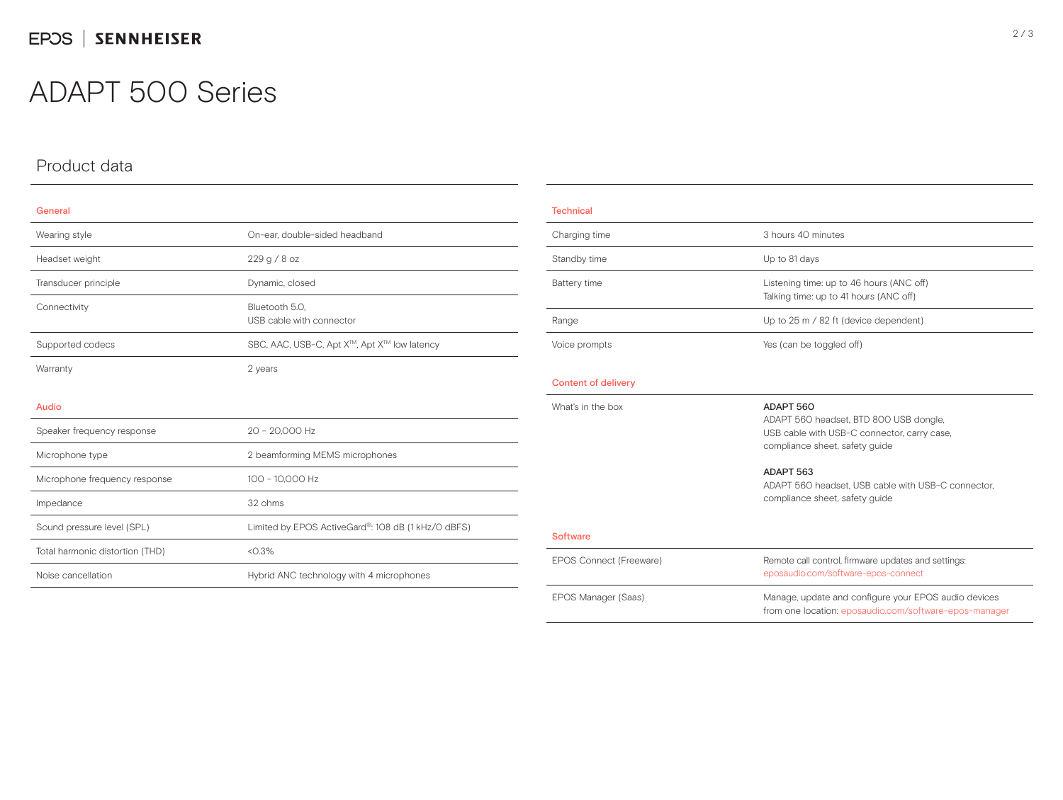# ADAPT 500 Series

## Product data

### General

| | |
|---|---|
| Wearing style | On-ear, double-sided headband |
| Headset weight | 229 g / 8 oz |
| Transducer principle | Dynamic, closed |
| Connectivity | Bluetooth 5.0,<br>USB cable with connector |
| Supported codecs | SBC, AAC, USB-C, Apt X™, Apt X™ low latency |
| Warranty | 2 years |

### Audio

| | |
|---|---|
| Speaker frequency response | 20 – 20,000 Hz |
| Microphone type | 2 beamforming MEMS microphones |
| Microphone frequency response | 100 – 10,000 Hz |
| Impedance | 32 ohms |
| Sound pressure level (SPL) | Limited by EPOS ActiveGard®: 108 dB (1 kHz/0 dBFS) |
| Total harmonic distortion (THD) | <0.3% |
| Noise cancellation | Hybrid ANC technology with 4 microphones |

### Technical

| | |
|---|---|
| Charging time | 3 hours 40 minutes |
| Standby time | Up to 81 days |
| Battery time | Listening time: up to 46 hours (ANC off)<br>Talking time: up to 41 hours (ANC off) |
| Range | Up to 25 m / 82 ft (device dependent) |
| Voice prompts | Yes (can be toggled off) |

### Content of delivery

| | |
|---|---|
| What's in the box | **ADAPT 560**<br>ADAPT 560 headset, BTD 800 USB dongle, USB cable with USB-C connector, carry case, compliance sheet, safety guide<br><br>**ADAPT 563**<br>ADAPT 560 headset, USB cable with USB-C connector, compliance sheet, safety guide |

### Software

| | |
|---|---|
| EPOS Connect (Freeware) | Remote call control, firmware updates and settings:<br>eposaudio.com/software-epos-connect |
| EPOS Manager (Saas) | Manage, update and configure your EPOS audio devices from one location: eposaudio.com/software-epos-manager |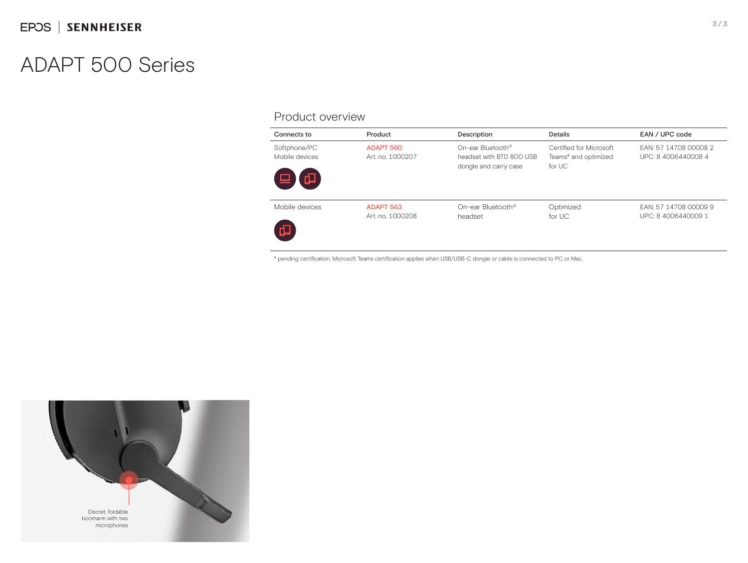# ADAPT 500 Series

## Product overview

| Connects to | Product | Description | Details | EAN / UPC code |
|---|---|---|---|---|
| Softphone/PC<br>Mobile devices | ADAPT 560<br>Art. no. 1000207 | On-ear Bluetooth® headset with BTD 800 USB dongle and carry case | Certified for Microsoft Teams* and optimized for UC | EAN: 57 14708 00008 2<br>UPC: 8 4006440008 4 |
| Mobile devices | ADAPT 563<br>Art. no. 1000208 | On-ear Bluetooth® headset | Optimized for UC | EAN: 57 14708 00009 9<br>UPC: 8 4006440009 1 |

* pending certification. Microsoft Teams certification applies when USB/USB-C dongle or cable is connected to PC or Mac.

Discret, foldable boomarm with two microphones